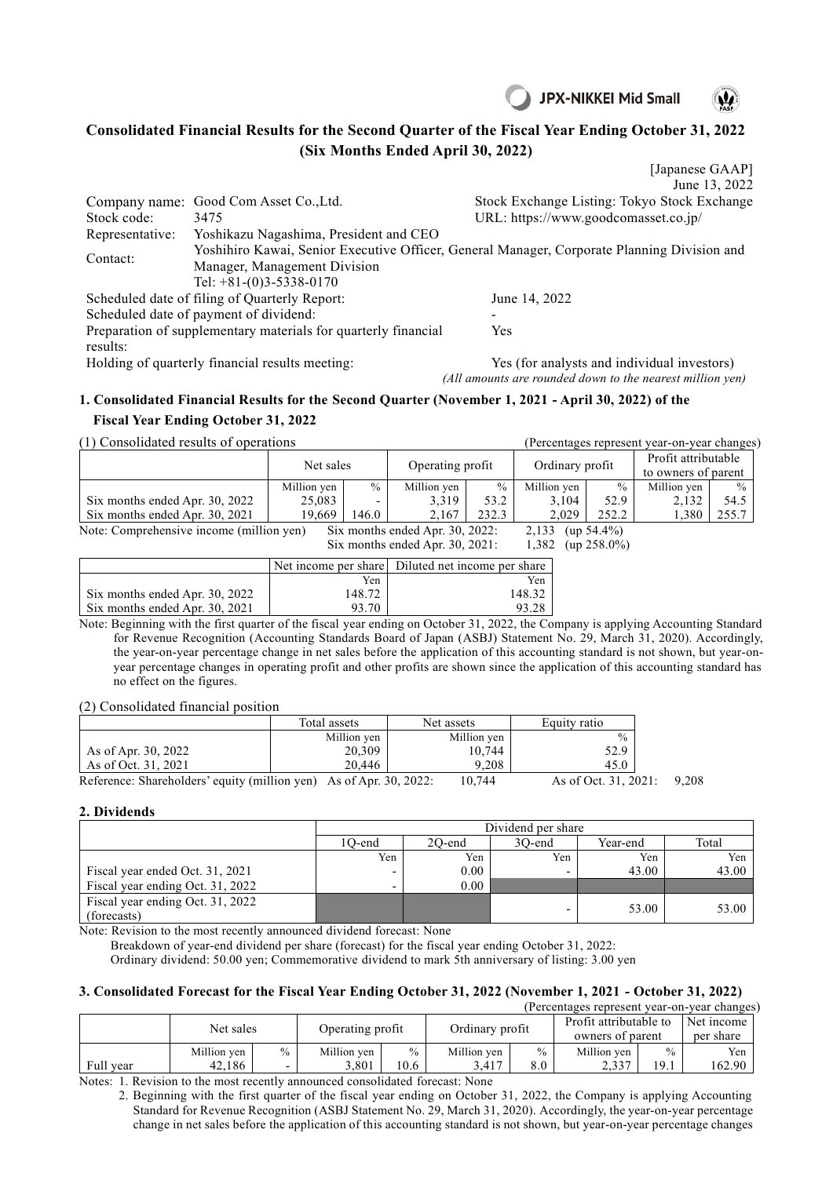JPX-NIKKEI Mid Small

# Consolidated Financial Results for the Second Quarter of the Fiscal Year Ending October 31, 2022 (Six Months Ended April 30, 2022)

[Japanese GAAP]
June 13, 2022

| | | |
|---|---|---|
| Company name: | Good Com Asset Co.,Ltd. | Stock Exchange Listing: Tokyo Stock Exchange |
| Stock code: | 3475 | URL: https://www.goodcomasset.co.jp/ |
| Representative: | Yoshikazu Nagashima, President and CEO | |
| Contact: | Yoshihiro Kawai, Senior Executive Officer, General Manager, Corporate Planning Division and Manager, Management Division Tel: +81-(0)3-5338-0170 | |

Scheduled date of filing of Quarterly Report: June 14, 2022
Scheduled date of payment of dividend: -
Preparation of supplementary materials for quarterly financial results: Yes
Holding of quarterly financial results meeting: Yes (for analysts and individual investors)

*(All amounts are rounded down to the nearest million yen)*

## 1. Consolidated Financial Results for the Second Quarter (November 1, 2021 - April 30, 2022) of the Fiscal Year Ending October 31, 2022

### (1) Consolidated results of operations

(Percentages represent year-on-year changes)

| | Net sales | | Operating profit | | Ordinary profit | | Profit attributable to owners of parent | |
|---|---|---|---|---|---|---|---|---|
| | Million yen | % | Million yen | % | Million yen | % | Million yen | % |
| Six months ended Apr. 30, 2022 | 25,083 | - | 3,319 | 53.2 | 3,104 | 52.9 | 2,132 | 54.5 |
| Six months ended Apr. 30, 2021 | 19,669 | 146.0 | 2,167 | 232.3 | 2,029 | 252.2 | 1,380 | 255.7 |

Note: Comprehensive income (million yen) Six months ended Apr. 30, 2022: 2,133 (up 54.4%)
Six months ended Apr. 30, 2021: 1,382 (up 258.0%)

| | Net income per share | Diluted net income per share |
|---|---|---|
| | Yen | Yen |
| Six months ended Apr. 30, 2022 | 148.72 | 148.32 |
| Six months ended Apr. 30, 2021 | 93.70 | 93.28 |

Note: Beginning with the first quarter of the fiscal year ending on October 31, 2022, the Company is applying Accounting Standard for Revenue Recognition (Accounting Standards Board of Japan (ASBJ) Statement No. 29, March 31, 2020). Accordingly, the year-on-year percentage change in net sales before the application of this accounting standard is not shown, but year-on-year percentage changes in operating profit and other profits are shown since the application of this accounting standard has no effect on the figures.

### (2) Consolidated financial position

| | Total assets | Net assets | Equity ratio |
|---|---|---|---|
| | Million yen | Million yen | % |
| As of Apr. 30, 2022 | 20,309 | 10,744 | 52.9 |
| As of Oct. 31, 2021 | 20,446 | 9,208 | 45.0 |

Reference: Shareholders' equity (million yen) As of Apr. 30, 2022: 10,744 As of Oct. 31, 2021: 9,208

## 2. Dividends

| | Dividend per share | | | | |
|---|---|---|---|---|---|
| | 1Q-end | 2Q-end | 3Q-end | Year-end | Total |
| | Yen | Yen | Yen | Yen | Yen |
| Fiscal year ended Oct. 31, 2021 | - | 0.00 | - | 43.00 | 43.00 |
| Fiscal year ending Oct. 31, 2022 | - | 0.00 | | | |
| Fiscal year ending Oct. 31, 2022 (forecasts) | | | - | 53.00 | 53.00 |

Note: Revision to the most recently announced dividend forecast: None
Breakdown of year-end dividend per share (forecast) for the fiscal year ending October 31, 2022:
Ordinary dividend: 50.00 yen; Commemorative dividend to mark 5th anniversary of listing: 3.00 yen

## 3. Consolidated Forecast for the Fiscal Year Ending October 31, 2022 (November 1, 2021 - October 31, 2022)

(Percentages represent year-on-year changes)

| | Net sales | | Operating profit | | Ordinary profit | | Profit attributable to owners of parent | | Net income per share |
|---|---|---|---|---|---|---|---|---|---|
| | Million yen | % | Million yen | % | Million yen | % | Million yen | % | Yen |
| Full year | 42,186 | - | 3,801 | 10.6 | 3,417 | 8.0 | 2,337 | 19.1 | 162.90 |

Notes: 1. Revision to the most recently announced consolidated forecast: None
2. Beginning with the first quarter of the fiscal year ending on October 31, 2022, the Company is applying Accounting Standard for Revenue Recognition (ASBJ Statement No. 29, March 31, 2020). Accordingly, the year-on-year percentage change in net sales before the application of this accounting standard is not shown, but year-on-year percentage changes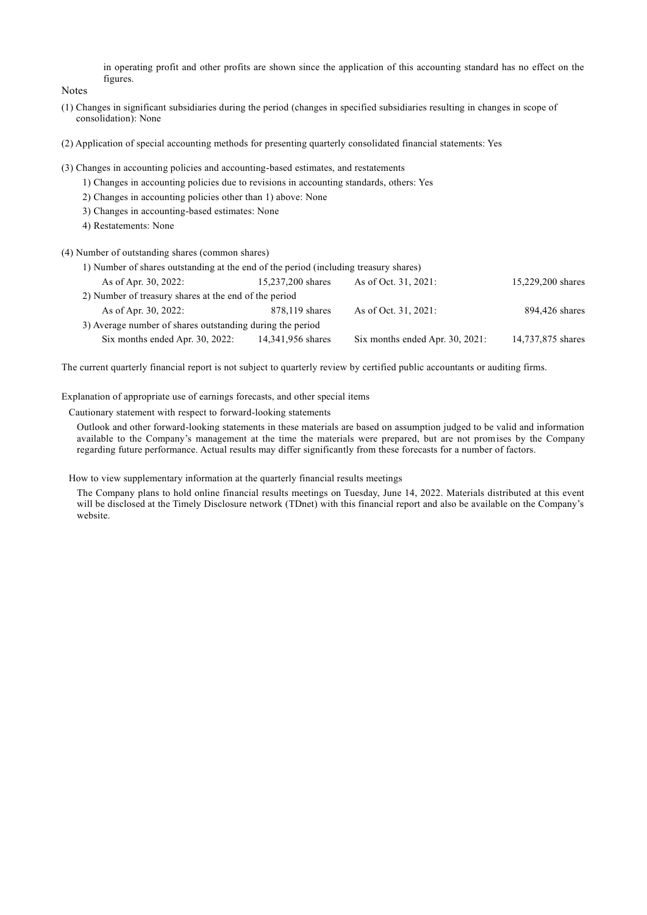in operating profit and other profits are shown since the application of this accounting standard has no effect on the figures.

Notes

(1) Changes in significant subsidiaries during the period (changes in specified subsidiaries resulting in changes in scope of consolidation): None

(2) Application of special accounting methods for presenting quarterly consolidated financial statements: Yes

(3) Changes in accounting policies and accounting-based estimates, and restatements

1) Changes in accounting policies due to revisions in accounting standards, others: Yes
2) Changes in accounting policies other than 1) above: None
3) Changes in accounting-based estimates: None
4) Restatements: None

(4) Number of outstanding shares (common shares)

| | | | |
|---|---|---|---|
| 1) Number of shares outstanding at the end of the period (including treasury shares) | | | |
| As of Apr. 30, 2022: | 15,237,200 shares | As of Oct. 31, 2021: | 15,229,200 shares |
| 2) Number of treasury shares at the end of the period | | | |
| As of Apr. 30, 2022: | 878,119 shares | As of Oct. 31, 2021: | 894,426 shares |
| 3) Average number of shares outstanding during the period | | | |
| Six months ended Apr. 30, 2022: | 14,341,956 shares | Six months ended Apr. 30, 2021: | 14,737,875 shares |

The current quarterly financial report is not subject to quarterly review by certified public accountants or auditing firms.

Explanation of appropriate use of earnings forecasts, and other special items

Cautionary statement with respect to forward-looking statements

Outlook and other forward-looking statements in these materials are based on assumption judged to be valid and information available to the Company's management at the time the materials were prepared, but are not promises by the Company regarding future performance. Actual results may differ significantly from these forecasts for a number of factors.

How to view supplementary information at the quarterly financial results meetings

The Company plans to hold online financial results meetings on Tuesday, June 14, 2022. Materials distributed at this event will be disclosed at the Timely Disclosure network (TDnet) with this financial report and also be available on the Company's website.